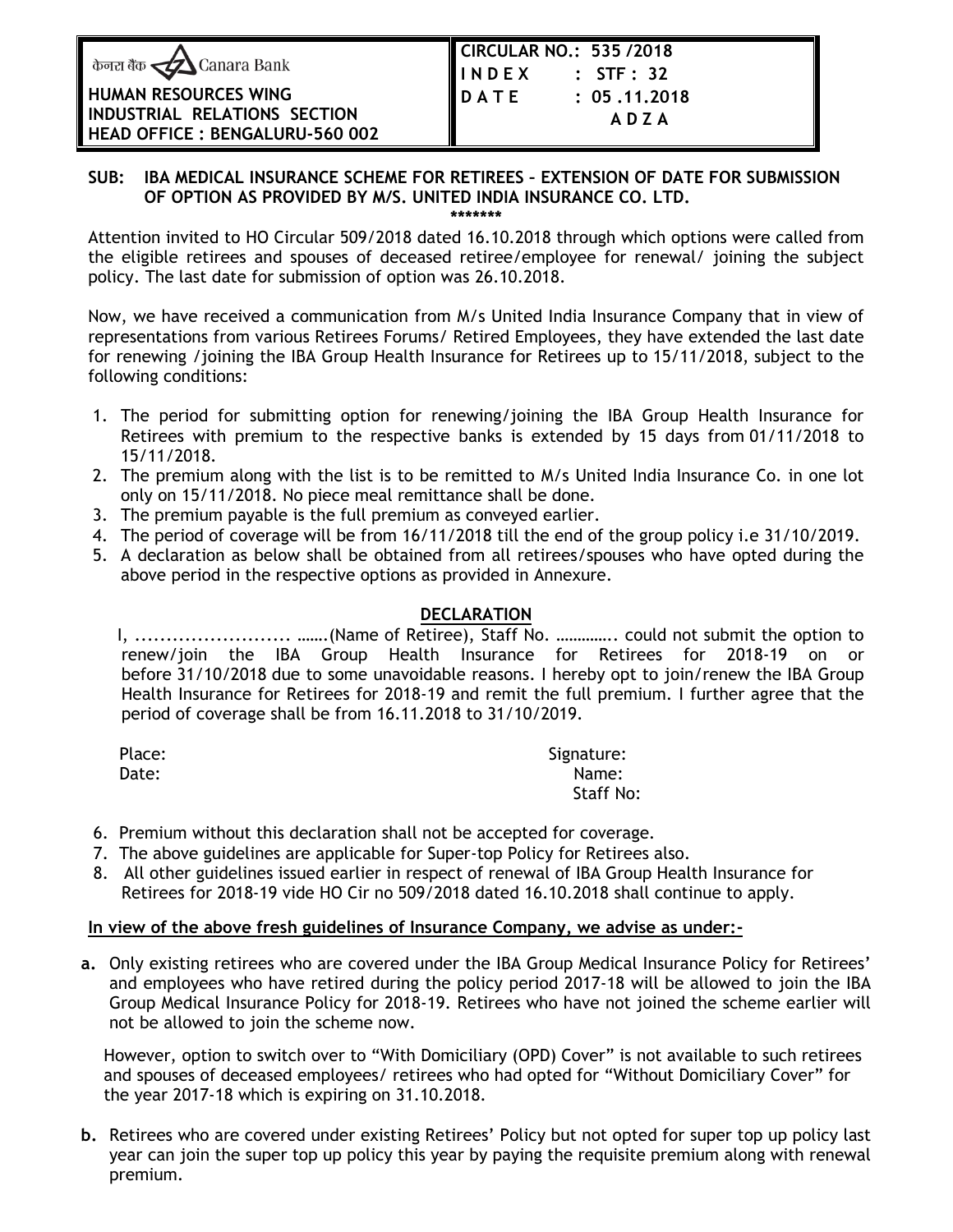केनरा बैंक Canara Bank

**HUMAN RESOURCES WING**
**INDUSTRIAL RELATIONS SECTION**
**HEAD OFFICE : BENGALURU-560 002**

**CIRCULAR NO.: 535 /2018**
**I N D E X : STF : 32**
**D A T E : 05 .11.2018**
**A D Z A**

**SUB: IBA MEDICAL INSURANCE SCHEME FOR RETIREES – EXTENSION OF DATE FOR SUBMISSION OF OPTION AS PROVIDED BY M/S. UNITED INDIA INSURANCE CO. LTD.**

\*\*\*\*\*\*\*

Attention invited to HO Circular 509/2018 dated 16.10.2018 through which options were called from the eligible retirees and spouses of deceased retiree/employee for renewal/ joining the subject policy. The last date for submission of option was 26.10.2018.

Now, we have received a communication from M/s United India Insurance Company that in view of representations from various Retirees Forums/ Retired Employees, they have extended the last date for renewing /joining the IBA Group Health Insurance for Retirees up to 15/11/2018, subject to the following conditions:

1. The period for submitting option for renewing/joining the IBA Group Health Insurance for Retirees with premium to the respective banks is extended by 15 days from 01/11/2018 to 15/11/2018.
2. The premium along with the list is to be remitted to M/s United India Insurance Co. in one lot only on 15/11/2018. No piece meal remittance shall be done.
3. The premium payable is the full premium as conveyed earlier.
4. The period of coverage will be from 16/11/2018 till the end of the group policy i.e 31/10/2019.
5. A declaration as below shall be obtained from all retirees/spouses who have opted during the above period in the respective options as provided in Annexure.

**DECLARATION**

I, ......................... …….(Name of Retiree), Staff No. ………….. could not submit the option to renew/join the IBA Group Health Insurance for Retirees for 2018-19 on or before 31/10/2018 due to some unavoidable reasons. I hereby opt to join/renew the IBA Group Health Insurance for Retirees for 2018-19 and remit the full premium. I further agree that the period of coverage shall be from 16.11.2018 to 31/10/2019.

Place: Signature:
Date: Name:
Staff No:

6. Premium without this declaration shall not be accepted for coverage.
7. The above guidelines are applicable for Super-top Policy for Retirees also.
8. All other guidelines issued earlier in respect of renewal of IBA Group Health Insurance for Retirees for 2018-19 vide HO Cir no 509/2018 dated 16.10.2018 shall continue to apply.

**In view of the above fresh guidelines of Insurance Company, we advise as under:-**

**a.** Only existing retirees who are covered under the IBA Group Medical Insurance Policy for Retirees' and employees who have retired during the policy period 2017-18 will be allowed to join the IBA Group Medical Insurance Policy for 2018-19. Retirees who have not joined the scheme earlier will not be allowed to join the scheme now.

However, option to switch over to "With Domiciliary (OPD) Cover" is not available to such retirees and spouses of deceased employees/ retirees who had opted for "Without Domiciliary Cover" for the year 2017-18 which is expiring on 31.10.2018.

**b.** Retirees who are covered under existing Retirees' Policy but not opted for super top up policy last year can join the super top up policy this year by paying the requisite premium along with renewal premium.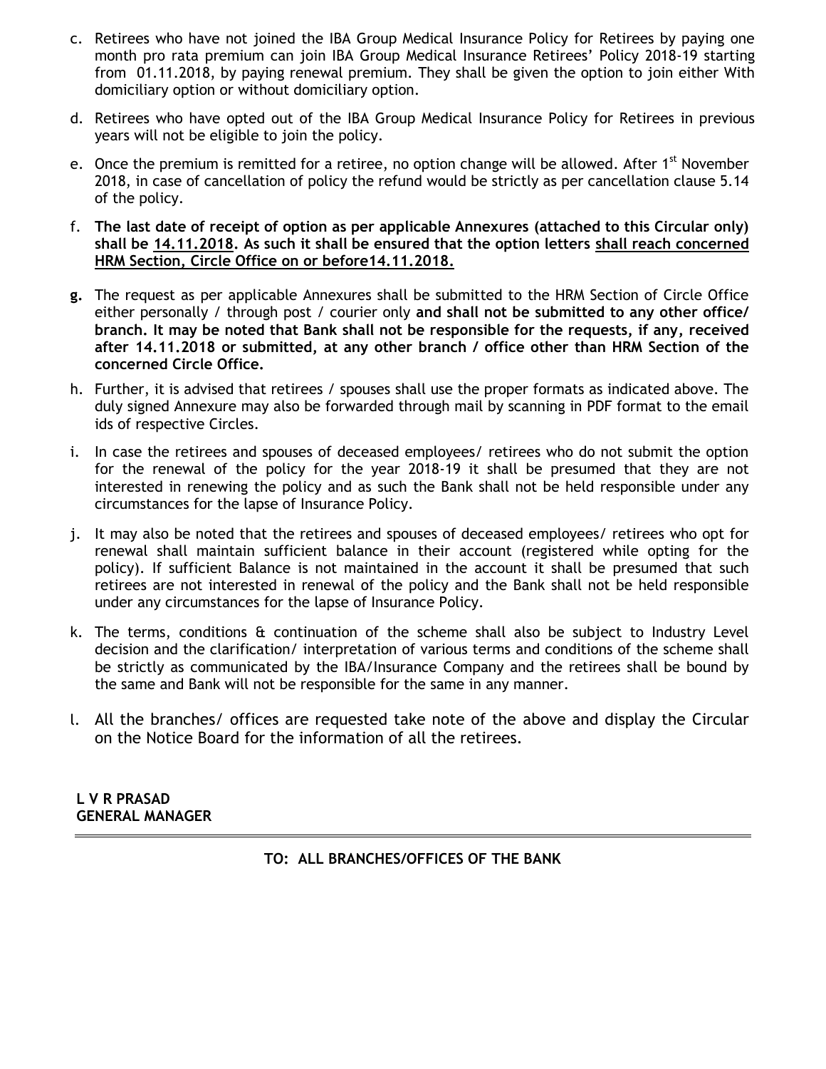c. Retirees who have not joined the IBA Group Medical Insurance Policy for Retirees by paying one month pro rata premium can join IBA Group Medical Insurance Retirees' Policy 2018-19 starting from 01.11.2018, by paying renewal premium. They shall be given the option to join either With domiciliary option or without domiciliary option.

d. Retirees who have opted out of the IBA Group Medical Insurance Policy for Retirees in previous years will not be eligible to join the policy.

e. Once the premium is remitted for a retiree, no option change will be allowed. After 1st November 2018, in case of cancellation of policy the refund would be strictly as per cancellation clause 5.14 of the policy.

f. **The last date of receipt of option as per applicable Annexures (attached to this Circular only) shall be <u>14.11.2018</u>. As such it shall be ensured that the option letters <u>shall reach concerned HRM Section, Circle Office on or before14.11.2018.</u>**

**g.** The request as per applicable Annexures shall be submitted to the HRM Section of Circle Office either personally / through post / courier only **and shall not be submitted to any other office/ branch. It may be noted that Bank shall not be responsible for the requests, if any, received after 14.11.2018 or submitted, at any other branch / office other than HRM Section of the concerned Circle Office.**

h. Further, it is advised that retirees / spouses shall use the proper formats as indicated above. The duly signed Annexure may also be forwarded through mail by scanning in PDF format to the email ids of respective Circles.

i. In case the retirees and spouses of deceased employees/ retirees who do not submit the option for the renewal of the policy for the year 2018-19 it shall be presumed that they are not interested in renewing the policy and as such the Bank shall not be held responsible under any circumstances for the lapse of Insurance Policy.

j. It may also be noted that the retirees and spouses of deceased employees/ retirees who opt for renewal shall maintain sufficient balance in their account (registered while opting for the policy). If sufficient Balance is not maintained in the account it shall be presumed that such retirees are not interested in renewal of the policy and the Bank shall not be held responsible under any circumstances for the lapse of Insurance Policy.

k. The terms, conditions & continuation of the scheme shall also be subject to Industry Level decision and the clarification/ interpretation of various terms and conditions of the scheme shall be strictly as communicated by the IBA/Insurance Company and the retirees shall be bound by the same and Bank will not be responsible for the same in any manner.

l. All the branches/ offices are requested take note of the above and display the Circular on the Notice Board for the information of all the retirees.

**L V R PRASAD**
**GENERAL MANAGER**

---

**TO: ALL BRANCHES/OFFICES OF THE BANK**